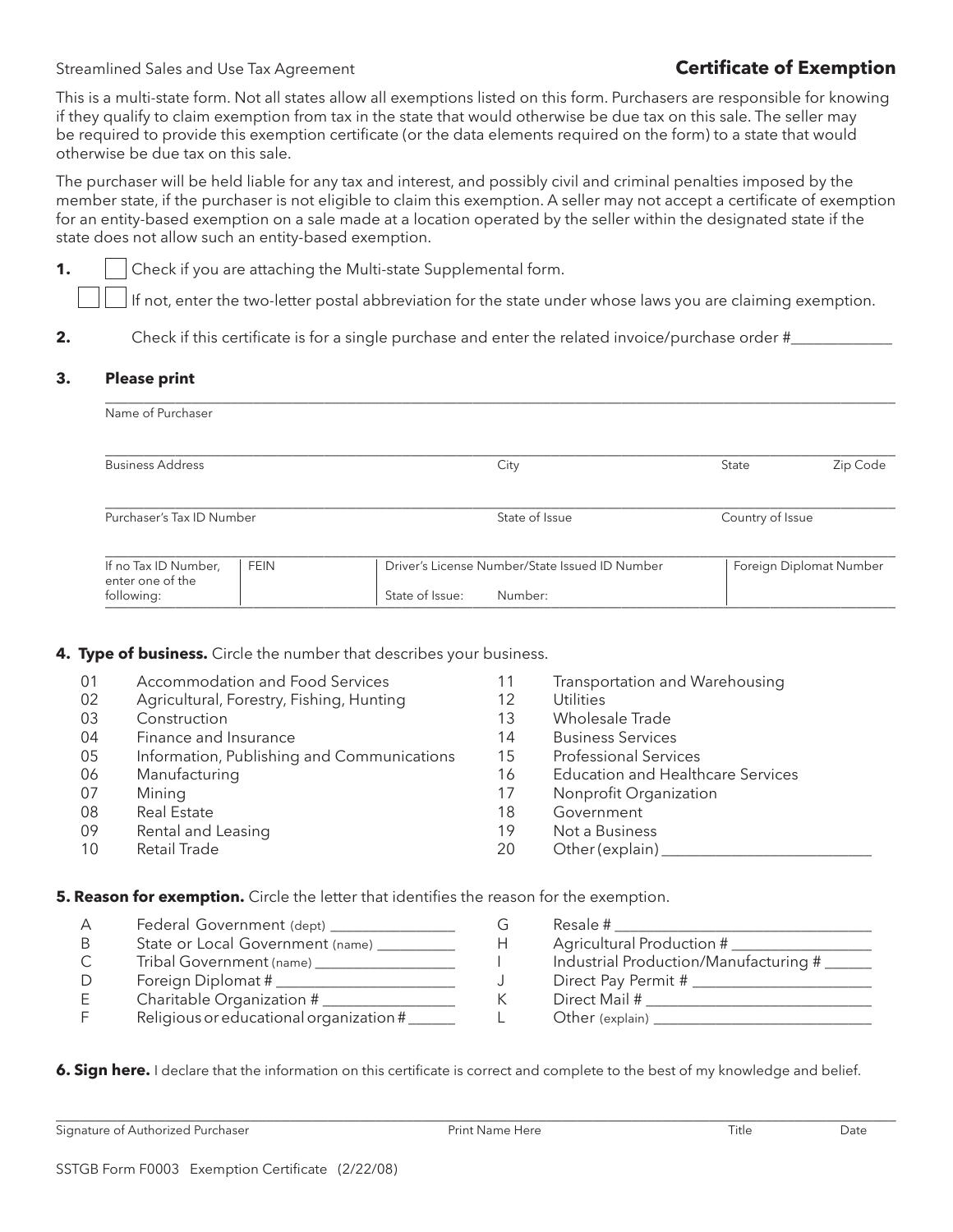Streamlined Sales and Use Tax Agreement

# Certificate of Exemption

This is a multi-state form. Not all states allow all exemptions listed on this form. Purchasers are responsible for knowing if they qualify to claim exemption from tax in the state that would otherwise be due tax on this sale. The seller may be required to provide this exemption certificate (or the data elements required on the form) to a state that would otherwise be due tax on this sale.

The purchaser will be held liable for any tax and interest, and possibly civil and criminal penalties imposed by the member state, if the purchaser is not eligible to claim this exemption. A seller may not accept a certificate of exemption for an entity-based exemption on a sale made at a location operated by the seller within the designated state if the state does not allow such an entity-based exemption.

**1.** ☐ Check if you are attaching the Multi-state Supplemental form.

☐☐ If not, enter the two-letter postal abbreviation for the state under whose laws you are claiming exemption.

**2.** Check if this certificate is for a single purchase and enter the related invoice/purchase order #_____________

**3. Please print**

Name of Purchaser

| Business Address | City | State | Zip Code |
|---|---|---|---|
| | | | |

| Purchaser's Tax ID Number | State of Issue | Country of Issue |
|---|---|---|
| | | |

| If no Tax ID Number, enter one of the following: | FEIN | Driver's License Number/State Issued ID Number | | Foreign Diplomat Number |
|---|---|---|---|---|
| | | State of Issue: | Number: | |

**4. Type of business.** Circle the number that describes your business.

| | | | |
|---|---|---|---|
| 01 | Accommodation and Food Services | 11 | Transportation and Warehousing |
| 02 | Agricultural, Forestry, Fishing, Hunting | 12 | Utilities |
| 03 | Construction | 13 | Wholesale Trade |
| 04 | Finance and Insurance | 14 | Business Services |
| 05 | Information, Publishing and Communications | 15 | Professional Services |
| 06 | Manufacturing | 16 | Education and Healthcare Services |
| 07 | Mining | 17 | Nonprofit Organization |
| 08 | Real Estate | 18 | Government |
| 09 | Rental and Leasing | 19 | Not a Business |
| 10 | Retail Trade | 20 | Other (explain) _______________ |

**5. Reason for exemption.** Circle the letter that identifies the reason for the exemption.

| | | | |
|---|---|---|---|
| A | Federal Government (dept) _______________ | G | Resale # _______________ |
| B | State or Local Government (name) _______________ | H | Agricultural Production # _______________ |
| C | Tribal Government (name) _______________ | I | Industrial Production/Manufacturing # _______________ |
| D | Foreign Diplomat # _______________ | J | Direct Pay Permit # _______________ |
| E | Charitable Organization # _______________ | K | Direct Mail # _______________ |
| F | Religious or educational organization # _______________ | L | Other (explain) _______________ |

**6. Sign here.** I declare that the information on this certificate is correct and complete to the best of my knowledge and belief.

| Signature of Authorized Purchaser | Print Name Here | Title | Date |
|---|---|---|---|
| | | | |

SSTGB Form F0003 Exemption Certificate (2/22/08)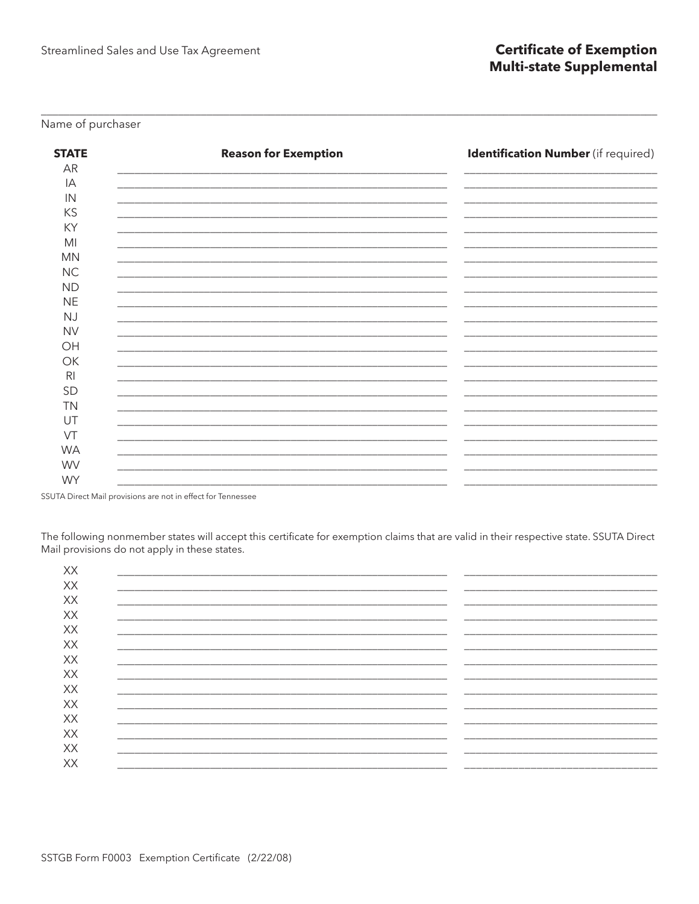Streamlined Sales and Use Tax Agreement

# Certificate of Exemption Multi-state Supplemental

______________________________________________
Name of purchaser

| STATE | Reason for Exemption | Identification Number (if required) |
|---|---|---|
| AR | | |
| IA | | |
| IN | | |
| KS | | |
| KY | | |
| MI | | |
| MN | | |
| NC | | |
| ND | | |
| NE | | |
| NJ | | |
| NV | | |
| OH | | |
| OK | | |
| RI | | |
| SD | | |
| TN | | |
| UT | | |
| VT | | |
| WA | | |
| WV | | |
| WY | | |

SSUTA Direct Mail provisions are not in effect for Tennessee

The following nonmember states will accept this certificate for exemption claims that are valid in their respective state. SSUTA Direct Mail provisions do not apply in these states.

| | | |
|---|---|---|
| XX | | |
| XX | | |
| XX | | |
| XX | | |
| XX | | |
| XX | | |
| XX | | |
| XX | | |
| XX | | |
| XX | | |
| XX | | |
| XX | | |
| XX | | |
| XX | | |

SSTGB Form F0003 Exemption Certificate (2/22/08)